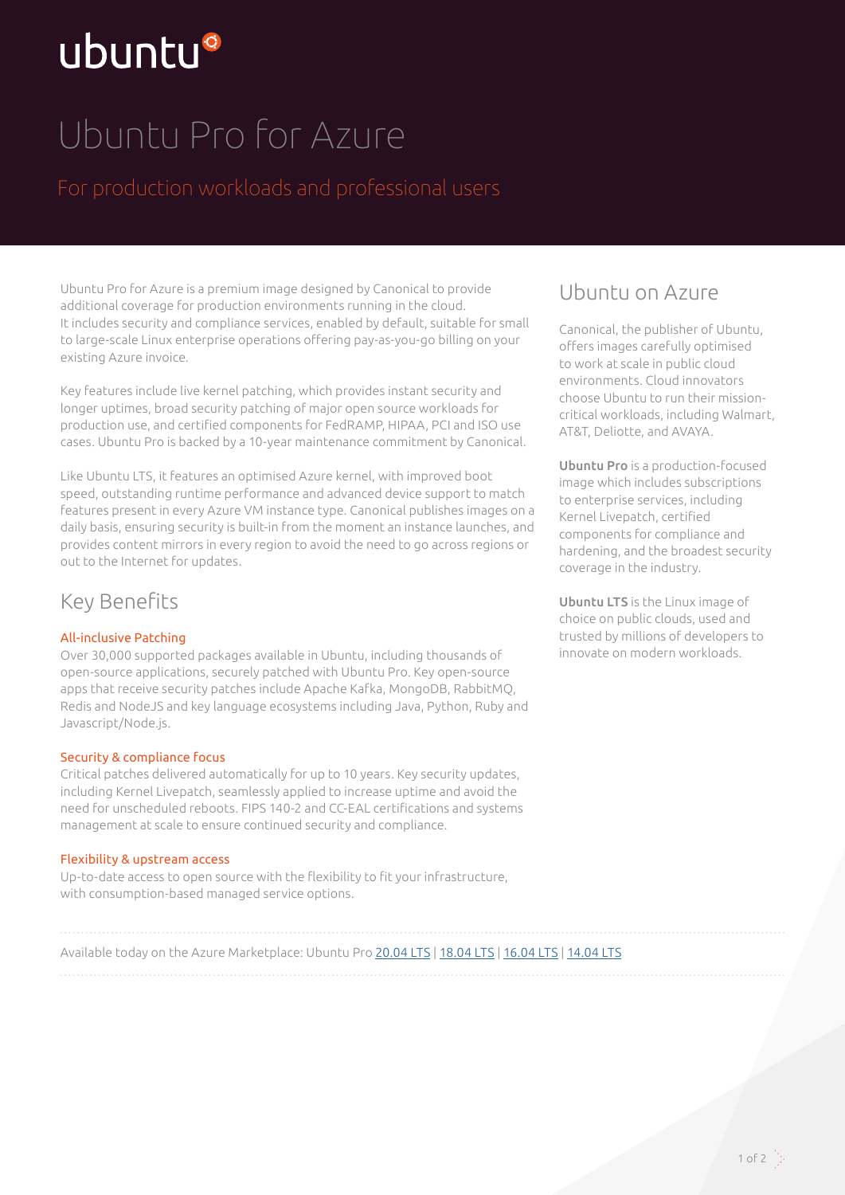ubuntu

# Ubuntu Pro for Azure

## For production workloads and professional users

Ubuntu Pro for Azure is a premium image designed by Canonical to provide additional coverage for production environments running in the cloud. It includes security and compliance services, enabled by default, suitable for small to large-scale Linux enterprise operations offering pay-as-you-go billing on your existing Azure invoice.

Key features include live kernel patching, which provides instant security and longer uptimes, broad security patching of major open source workloads for production use, and certified components for FedRAMP, HIPAA, PCI and ISO use cases. Ubuntu Pro is backed by a 10-year maintenance commitment by Canonical.

Like Ubuntu LTS, it features an optimised Azure kernel, with improved boot speed, outstanding runtime performance and advanced device support to match features present in every Azure VM instance type. Canonical publishes images on a daily basis, ensuring security is built-in from the moment an instance launches, and provides content mirrors in every region to avoid the need to go across regions or out to the Internet for updates.

## Key Benefits

### All-inclusive Patching

Over 30,000 supported packages available in Ubuntu, including thousands of open-source applications, securely patched with Ubuntu Pro. Key open-source apps that receive security patches include Apache Kafka, MongoDB, RabbitMQ, Redis and NodeJS and key language ecosystems including Java, Python, Ruby and Javascript/Node.js.

### Security & compliance focus

Critical patches delivered automatically for up to 10 years. Key security updates, including Kernel Livepatch, seamlessly applied to increase uptime and avoid the need for unscheduled reboots. FIPS 140-2 and CC-EAL certifications and systems management at scale to ensure continued security and compliance.

### Flexibility & upstream access

Up-to-date access to open source with the flexibility to fit your infrastructure, with consumption-based managed service options.

## Ubuntu on Azure

Canonical, the publisher of Ubuntu, offers images carefully optimised to work at scale in public cloud environments. Cloud innovators choose Ubuntu to run their mission-critical workloads, including Walmart, AT&T, Deliotte, and AVAYA.

**Ubuntu Pro** is a production-focused image which includes subscriptions to enterprise services, including Kernel Livepatch, certified components for compliance and hardening, and the broadest security coverage in the industry.

**Ubuntu LTS** is the Linux image of choice on public clouds, used and trusted by millions of developers to innovate on modern workloads.

---

Available today on the Azure Marketplace: Ubuntu Pro 20.04 LTS | 18.04 LTS | 16.04 LTS | 14.04 LTS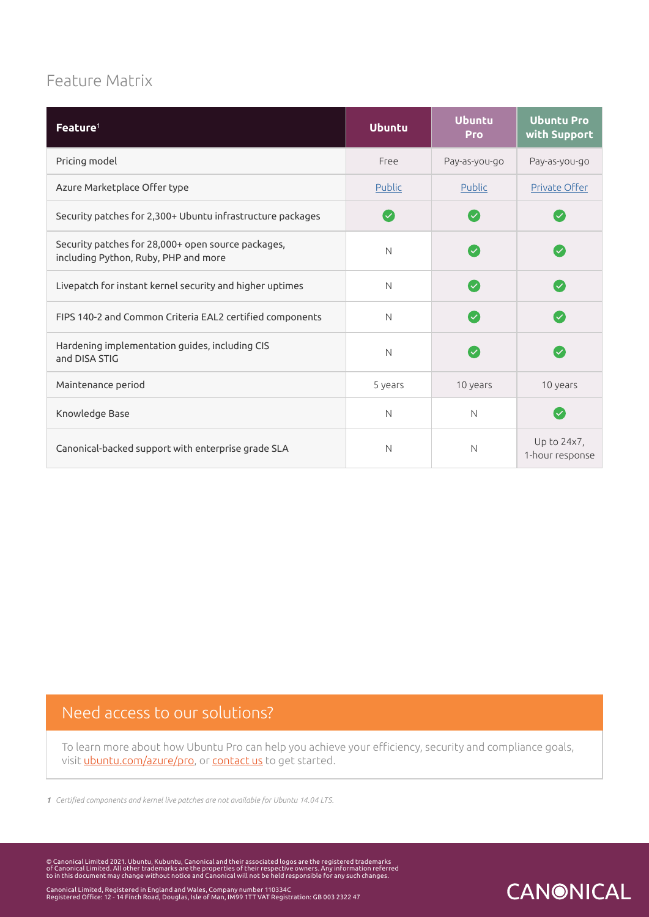## Feature Matrix

| Feature[1] | Ubuntu | Ubuntu Pro | Ubuntu Pro with Support |
|---|---|---|---|
| Pricing model | Free | Pay-as-you-go | Pay-as-you-go |
| Azure Marketplace Offer type | Public | Public | Private Offer |
| Security patches for 2,300+ Ubuntu infrastructure packages | ✓ | ✓ | ✓ |
| Security patches for 28,000+ open source packages, including Python, Ruby, PHP and more | N | ✓ | ✓ |
| Livepatch for instant kernel security and higher uptimes | N | ✓ | ✓ |
| FIPS 140-2 and Common Criteria EAL2 certified components | N | ✓ | ✓ |
| Hardening implementation guides, including CIS and DISA STIG | N | ✓ | ✓ |
| Maintenance period | 5 years | 10 years | 10 years |
| Knowledge Base | N | N | ✓ |
| Canonical-backed support with enterprise grade SLA | N | N | Up to 24x7, 1-hour response |

## Need access to our solutions?

To learn more about how Ubuntu Pro can help you achieve your efficiency, security and compliance goals, visit ubuntu.com/azure/pro, or contact us to get started.

*1 Certified components and kernel live patches are not available for Ubuntu 14.04 LTS.*

© Canonical Limited 2021. Ubuntu, Kubuntu, Canonical and their associated logos are the registered trademarks of Canonical Limited. All other trademarks are the properties of their respective owners. Any information referred to in this document may change without notice and Canonical will not be held responsible for any such changes.

Canonical Limited, Registered in England and Wales, Company number 110334C
Registered Office: 12 - 14 Finch Road, Douglas, Isle of Man, IM99 1TT VAT Registration: GB 003 2322 47

CANONICAL